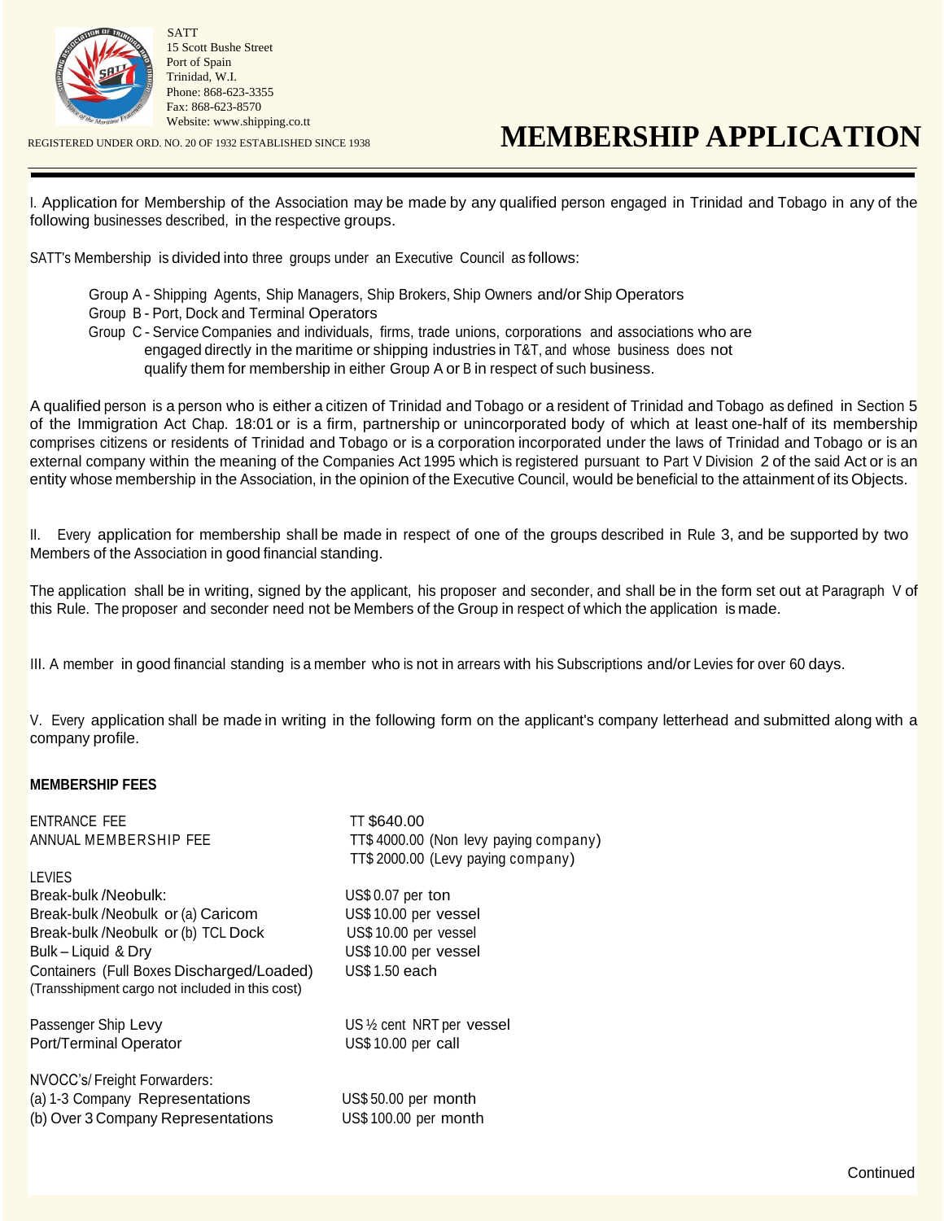SATT
15 Scott Bushe Street
Port of Spain
Trinidad, W.I.
Phone: 868-623-3355
Fax: 868-623-8570
Website: www.shipping.co.tt

REGISTERED UNDER ORD. NO. 20 OF 1932 ESTABLISHED SINCE 1938

# MEMBERSHIP APPLICATION

I. Application for Membership of the Association may be made by any qualified person engaged in Trinidad and Tobago in any of the following businesses described, in the respective groups.

SATT's Membership is divided into three groups under an Executive Council as follows:

- Group A - Shipping Agents, Ship Managers, Ship Brokers, Ship Owners and/or Ship Operators
- Group B - Port, Dock and Terminal Operators
- Group C - Service Companies and individuals, firms, trade unions, corporations and associations who are engaged directly in the maritime or shipping industries in T&T, and whose business does not qualify them for membership in either Group A or B in respect of such business.

A qualified person is a person who is either a citizen of Trinidad and Tobago or a resident of Trinidad and Tobago as defined in Section 5 of the Immigration Act Chap. 18:01 or is a firm, partnership or unincorporated body of which at least one-half of its membership comprises citizens or residents of Trinidad and Tobago or is a corporation incorporated under the laws of Trinidad and Tobago or is an external company within the meaning of the Companies Act 1995 which is registered pursuant to Part V Division 2 of the said Act or is an entity whose membership in the Association, in the opinion of the Executive Council, would be beneficial to the attainment of its Objects.

II. Every application for membership shall be made in respect of one of the groups described in Rule 3, and be supported by two Members of the Association in good financial standing.

The application shall be in writing, signed by the applicant, his proposer and seconder, and shall be in the form set out at Paragraph V of this Rule. The proposer and seconder need not be Members of the Group in respect of which the application is made.

III. A member in good financial standing is a member who is not in arrears with his Subscriptions and/or Levies for over 60 days.

V. Every application shall be made in writing in the following form on the applicant's company letterhead and submitted along with a company profile.

**MEMBERSHIP FEES**

| | |
|---|---|
| ENTRANCE FEE | TT $640.00 |
| ANNUAL MEMBERSHIP FEE | TT$ 4000.00 (Non levy paying company) |
| | TT$ 2000.00 (Levy paying company) |
| LEVIES | |
| Break-bulk /Neobulk: | US$ 0.07 per ton |
| Break-bulk /Neobulk or (a) Caricom | US$ 10.00 per vessel |
| Break-bulk /Neobulk or (b) TCL Dock | US$ 10.00 per vessel |
| Bulk – Liquid & Dry | US$ 10.00 per vessel |
| Containers (Full Boxes Discharged/Loaded) (Transshipment cargo not included in this cost) | US$ 1.50 each |
| Passenger Ship Levy | US ½ cent NRT per vessel |
| Port/Terminal Operator | US$ 10.00 per call |
| NVOCC's/ Freight Forwarders: | |
| (a) 1-3 Company Representations | US$ 50.00 per month |
| (b) Over 3 Company Representations | US$ 100.00 per month |

Continued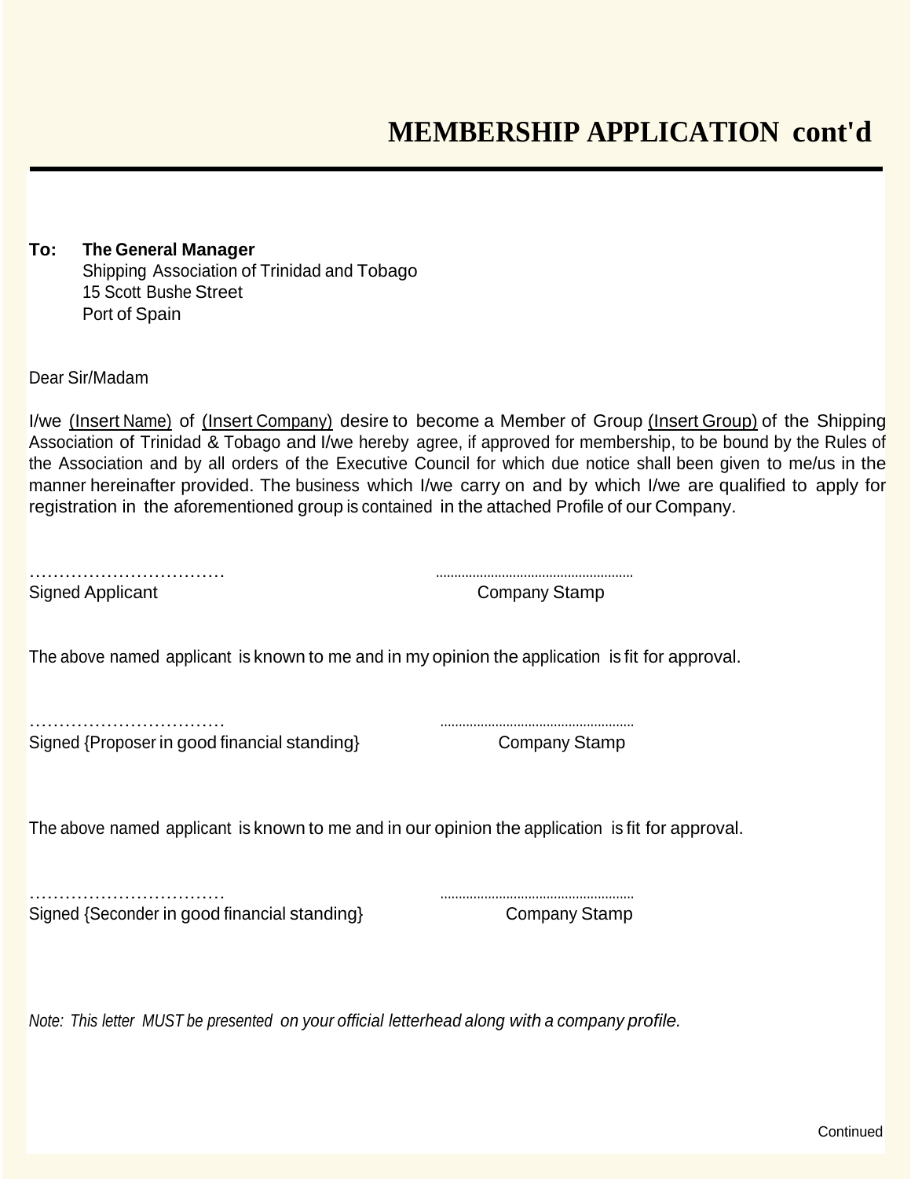# MEMBERSHIP APPLICATION cont'd

**To: The General Manager**
Shipping Association of Trinidad and Tobago
15 Scott Bushe Street
Port of Spain

Dear Sir/Madam

I/we (Insert Name) of (Insert Company) desire to become a Member of Group (Insert Group) of the Shipping Association of Trinidad & Tobago and I/we hereby agree, if approved for membership, to be bound by the Rules of the Association and by all orders of the Executive Council for which due notice shall been given to me/us in the manner hereinafter provided. The business which I/we carry on and by which I/we are qualified to apply for registration in the aforementioned group is contained in the attached Profile of our Company.

……………………………  ………………………………
Signed Applicant  Company Stamp

The above named applicant is known to me and in my opinion the application is fit for approval.

……………………………  ………………………………
Signed {Proposer in good financial standing}  Company Stamp

The above named applicant is known to me and in our opinion the application is fit for approval.

……………………………  ………………………………
Signed {Seconder in good financial standing}  Company Stamp

*Note: This letter MUST be presented on your official letterhead along with a company profile.*

Continued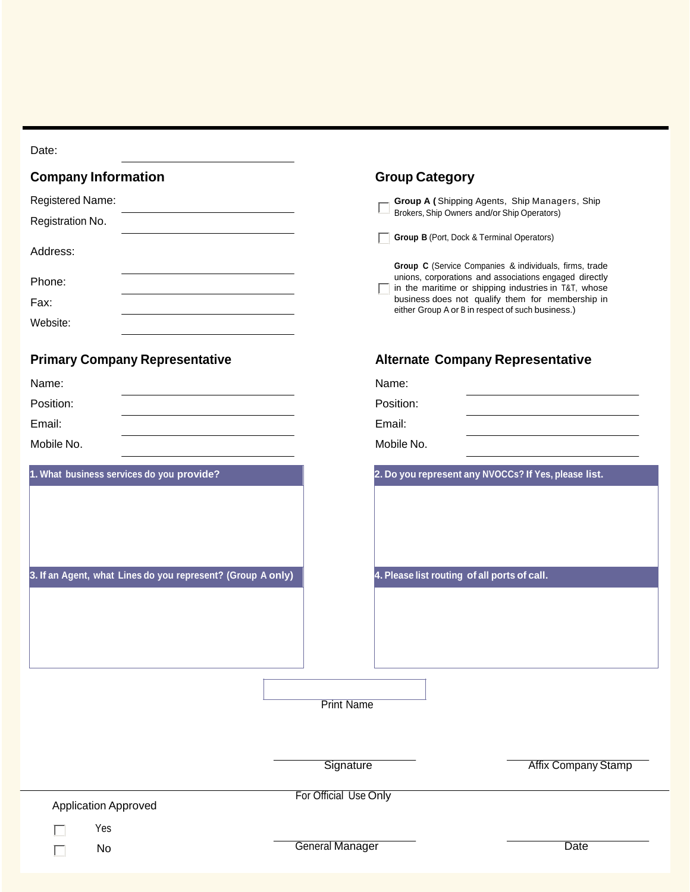Date: ______________________

## Company Information

Registered Name: ______________________

Registration No. ______________________

Address: ______________________

Phone: ______________________

Fax: ______________________

Website: ______________________

## Group Category

☐ **Group A (** Shipping Agents, Ship Managers, Ship Brokers, Ship Owners and/or Ship Operators)

☐ **Group B** (Port, Dock & Terminal Operators)

☐ **Group C** (Service Companies & individuals, firms, trade unions, corporations and associations engaged directly in the maritime or shipping industries in T&T, whose business does not qualify them for membership in either Group A or B in respect of such business.)

## Primary Company Representative

Name: ______________________

Position: ______________________

Email: ______________________

Mobile No. ______________________

## Alternate Company Representative

Name: ______________________

Position: ______________________

Email: ______________________

Mobile No. ______________________

**1. What business services do you provide?**

**2. Do you represent any NVOCCs? If Yes, please list.**

**3. If an Agent, what Lines do you represent? (Group A only)**

**4. Please list routing of all ports of call.**

______________________
Print Name

______________________
Signature

______________________
Affix Company Stamp

For Official Use Only

Application Approved

☐ Yes

☐ No

______________________
General Manager

______________________
Date